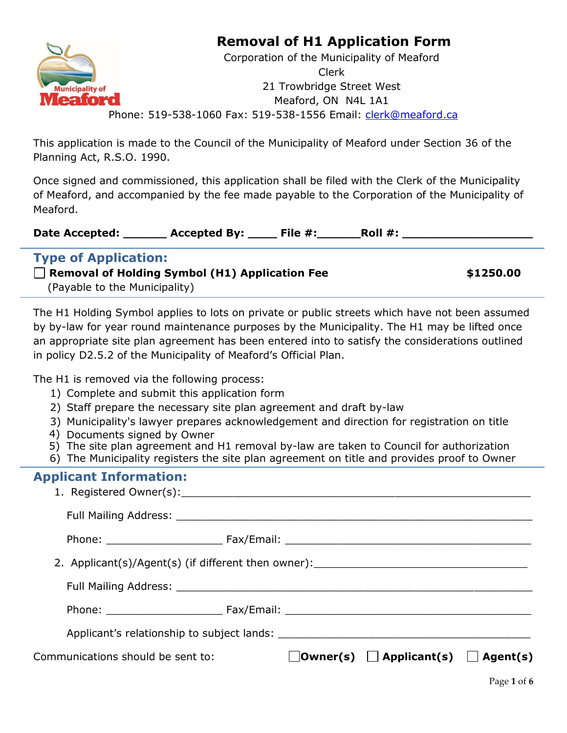# Removal of H1 Application Form

Corporation of the Municipality of Meaford
Clerk
21 Trowbridge Street West
Meaford, ON N4L 1A1
Phone: 519-538-1060 Fax: 519-538-1556 Email: clerk@meaford.ca

This application is made to the Council of the Municipality of Meaford under Section 36 of the Planning Act, R.S.O. 1990.

Once signed and commissioned, this application shall be filed with the Clerk of the Municipality of Meaford, and accompanied by the fee made payable to the Corporation of the Municipality of Meaford.

**Date Accepted:** ______ **Accepted By:** ____ **File #:**______ **Roll #:** __________________

## Type of Application:

☐ **Removal of Holding Symbol (H1) Application Fee** **$1250.00**
(Payable to the Municipality)

The H1 Holding Symbol applies to lots on private or public streets which have not been assumed by by-law for year round maintenance purposes by the Municipality. The H1 may be lifted once an appropriate site plan agreement has been entered into to satisfy the considerations outlined in policy D2.5.2 of the Municipality of Meaford's Official Plan.

The H1 is removed via the following process:

1) Complete and submit this application form
2) Staff prepare the necessary site plan agreement and draft by-law
3) Municipality's lawyer prepares acknowledgement and direction for registration on title
4) Documents signed by Owner
5) The site plan agreement and H1 removal by-law are taken to Council for authorization
6) The Municipality registers the site plan agreement on title and provides proof to Owner

## Applicant Information:

1. Registered Owner(s):_______________________________________________________

   Full Mailing Address: _______________________________________________________

   Phone: __________________ Fax/Email: ______________________________________

2. Applicant(s)/Agent(s) (if different then owner):__________________________________

   Full Mailing Address: _______________________________________________________

   Phone: __________________ Fax/Email: ______________________________________

   Applicant's relationship to subject lands: ______________________________________

Communications should be sent to: ☐ **Owner(s)** ☐ **Applicant(s)** ☐ **Agent(s)**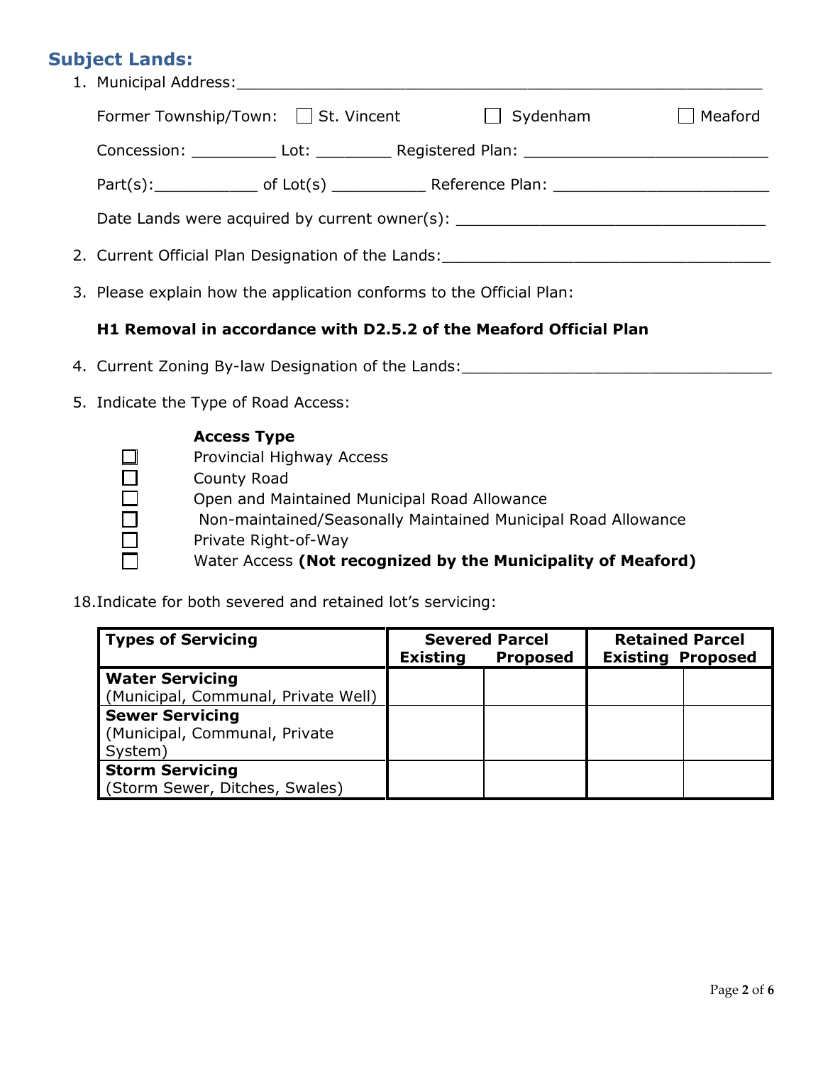## Subject Lands:

1. Municipal Address:_______________________________________________________________

   Former Township/Town: ☐ St. Vincent ☐ Sydenham ☐ Meaford

   Concession: _________ Lot: ________ Registered Plan: __________________________

   Part(s):___________ of Lot(s) __________ Reference Plan: _______________________

   Date Lands were acquired by current owner(s): _________________________________

2. Current Official Plan Designation of the Lands:____________________________________

3. Please explain how the application conforms to the Official Plan:

   **H1 Removal in accordance with D2.5.2 of the Meaford Official Plan**

4. Current Zoning By-law Designation of the Lands:__________________________________

5. Indicate the Type of Road Access:

   **Access Type**

   ☐ Provincial Highway Access
   ☐ County Road
   ☐ Open and Maintained Municipal Road Allowance
   ☐ Non-maintained/Seasonally Maintained Municipal Road Allowance
   ☐ Private Right-of-Way
   ☐ Water Access **(Not recognized by the Municipality of Meaford)**

18. Indicate for both severed and retained lot's servicing:

| **Types of Servicing** | **Severed Parcel** | | **Retained Parcel** | |
|---|---|---|---|---|
| | **Existing** | **Proposed** | **Existing** | **Proposed** |
| **Water Servicing** (Municipal, Communal, Private Well) | | | | |
| **Sewer Servicing** (Municipal, Communal, Private System) | | | | |
| **Storm Servicing** (Storm Sewer, Ditches, Swales) | | | | |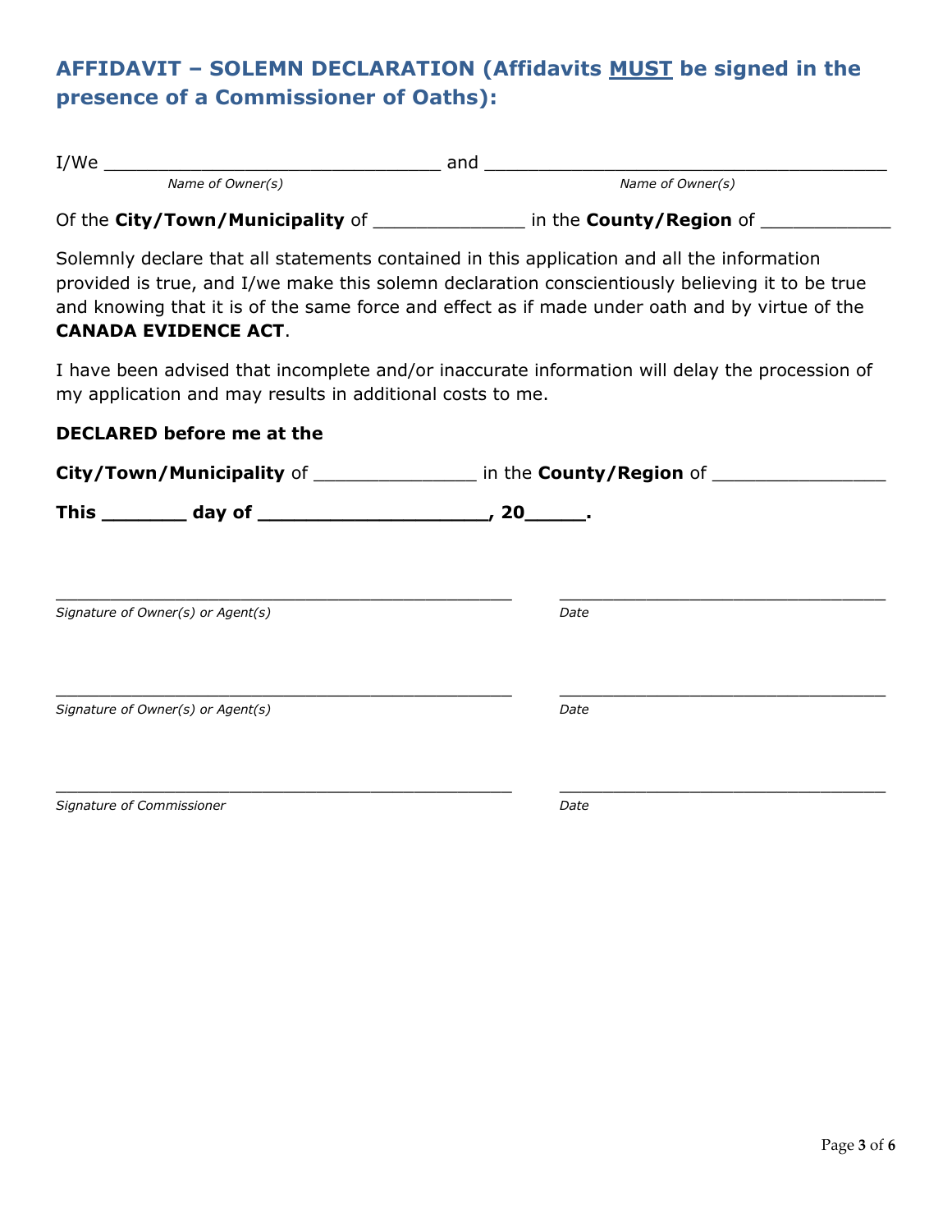## AFFIDAVIT – SOLEMN DECLARATION (Affidavits MUST be signed in the presence of a Commissioner of Oaths):

I/We ________________________________ and ______________________________________

*Name of Owner(s)* *Name of Owner(s)*

Of the **City/Town/Municipality** of ______________ in the **County/Region** of ____________

Solemnly declare that all statements contained in this application and all the information provided is true, and I/we make this solemn declaration conscientiously believing it to be true and knowing that it is of the same force and effect as if made under oath and by virtue of the **CANADA EVIDENCE ACT**.

I have been advised that incomplete and/or inaccurate information will delay the procession of my application and may results in additional costs to me.

**DECLARED before me at the**

**City/Town/Municipality** of _______________ in the **County/Region** of ________________

**This _______ day of ____________________, 20_____.**

_____________________________________________ _________________________________

*Signature of Owner(s) or Agent(s)* *Date*

_____________________________________________ _________________________________

*Signature of Owner(s) or Agent(s)* *Date*

_____________________________________________ _________________________________

*Signature of Commissioner* *Date*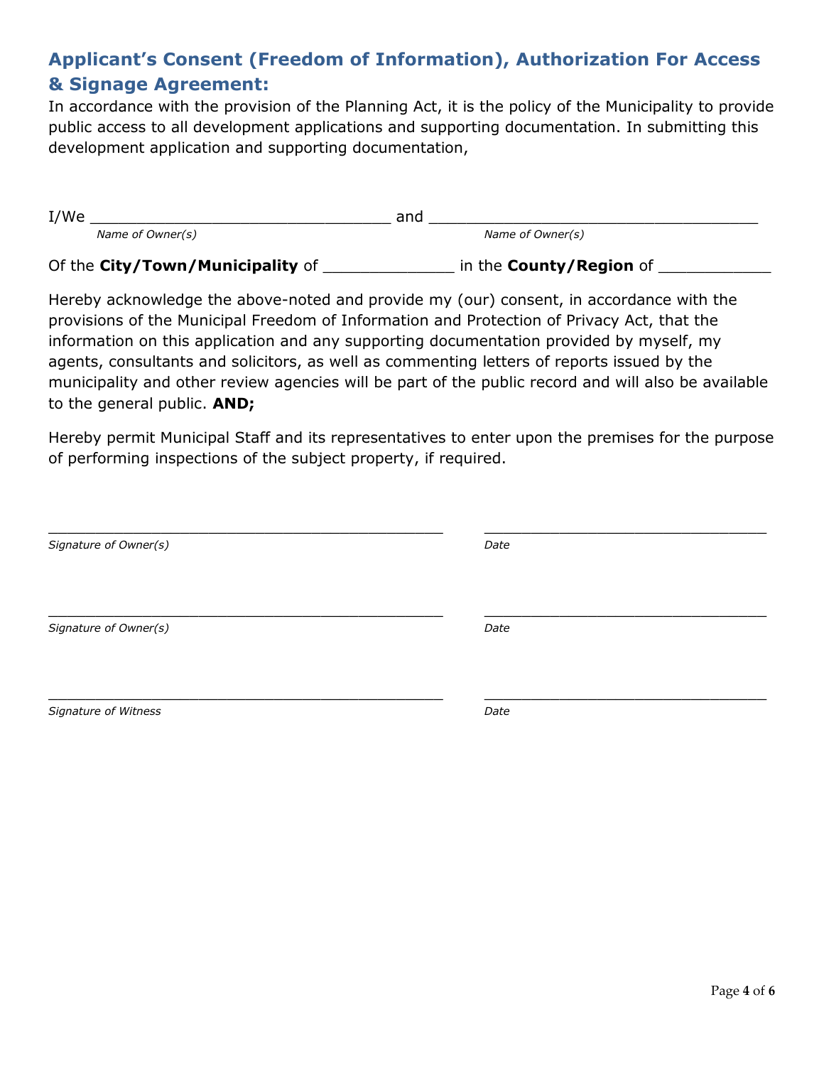## Applicant's Consent (Freedom of Information), Authorization For Access & Signage Agreement:

In accordance with the provision of the Planning Act, it is the policy of the Municipality to provide public access to all development applications and supporting documentation. In submitting this development application and supporting documentation,

I/We ________________________________ and ___________________________________

*Name of Owner(s)* *Name of Owner(s)*

Of the **City/Town/Municipality** of ______________ in the **County/Region** of ____________

Hereby acknowledge the above-noted and provide my (our) consent, in accordance with the provisions of the Municipal Freedom of Information and Protection of Privacy Act, that the information on this application and any supporting documentation provided by myself, my agents, consultants and solicitors, as well as commenting letters of reports issued by the municipality and other review agencies will be part of the public record and will also be available to the general public. **AND;**

Hereby permit Municipal Staff and its representatives to enter upon the premises for the purpose of performing inspections of the subject property, if required.

_______________________________________________ _________________________________

*Signature of Owner(s)* *Date*

_______________________________________________ _________________________________

*Signature of Owner(s)* *Date*

_______________________________________________ _________________________________

*Signature of Witness* *Date*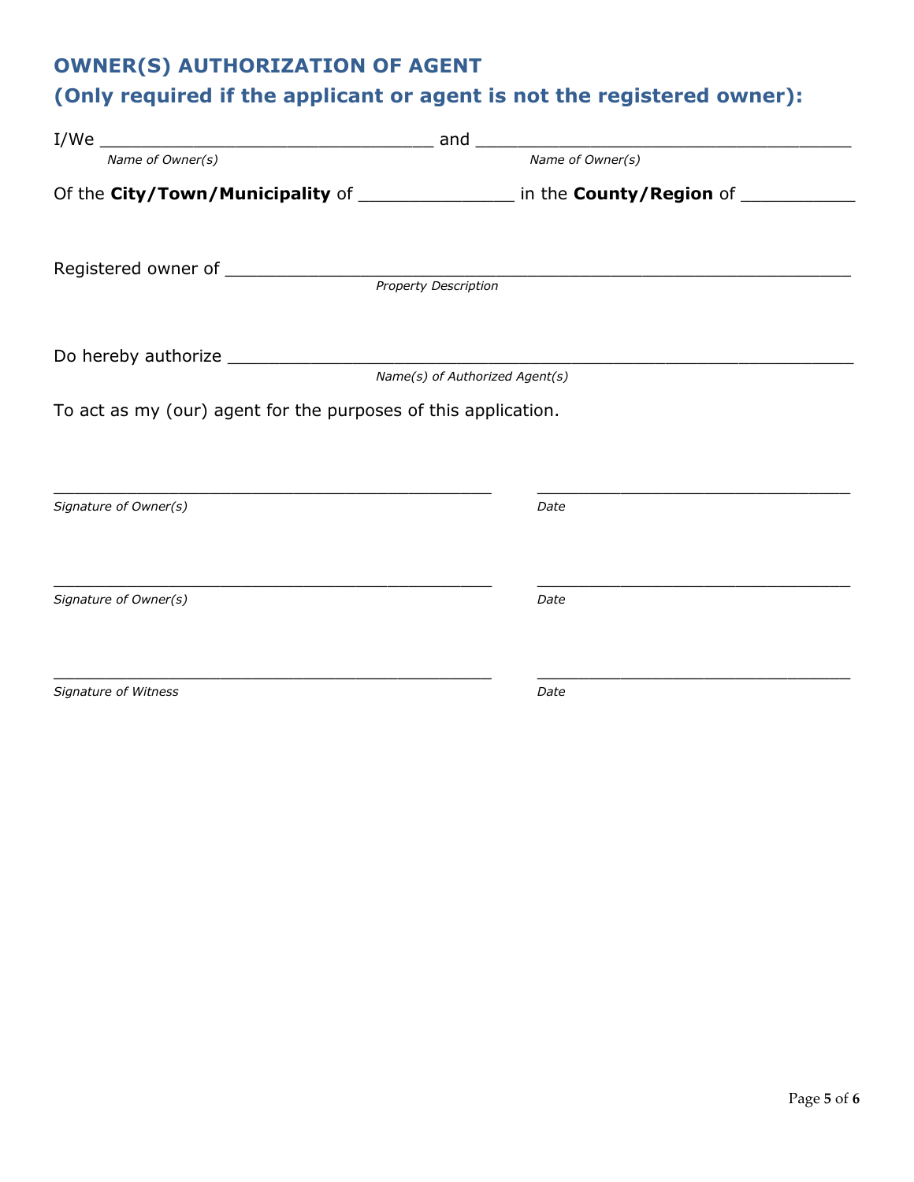## OWNER(S) AUTHORIZATION OF AGENT
## (Only required if the applicant or agent is not the registered owner):

I/We ________________________________ and ____________________________________

*Name of Owner(s)* *Name of Owner(s)*

Of the **City/Town/Municipality** of _______________ in the **County/Region** of ___________

Registered owner of ____________________________________________________________

*Property Description*

Do hereby authorize ____________________________________________________________

*Name(s) of Authorized Agent(s)*

To act as my (our) agent for the purposes of this application.

__________________________________________ __________________________________

*Signature of Owner(s)* *Date*

__________________________________________ __________________________________

*Signature of Owner(s)* *Date*

__________________________________________ __________________________________

*Signature of Witness* *Date*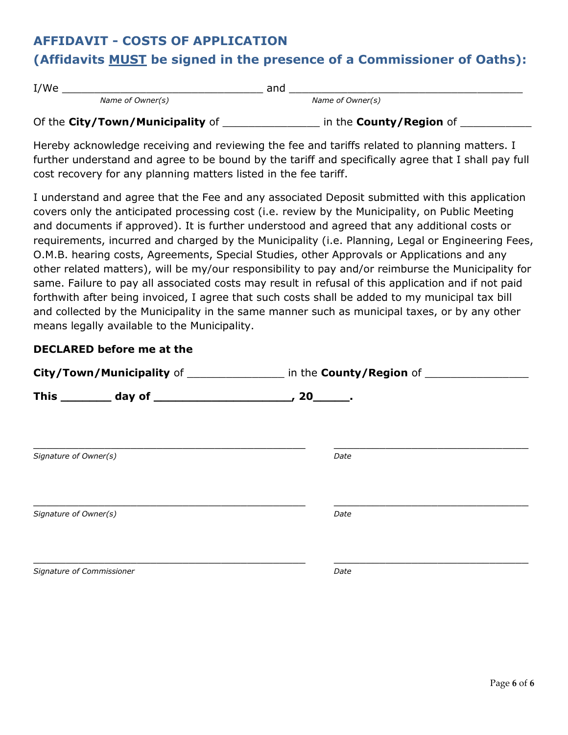## AFFIDAVIT - COSTS OF APPLICATION
## (Affidavits MUST be signed in the presence of a Commissioner of Oaths):

I/We ________________________________ and ______________________________________
*Name of Owner(s)* *Name of Owner(s)*

Of the **City/Town/Municipality** of _______________ in the **County/Region** of ___________

Hereby acknowledge receiving and reviewing the fee and tariffs related to planning matters. I further understand and agree to be bound by the tariff and specifically agree that I shall pay full cost recovery for any planning matters listed in the fee tariff.

I understand and agree that the Fee and any associated Deposit submitted with this application covers only the anticipated processing cost (i.e. review by the Municipality, on Public Meeting and documents if approved). It is further understood and agreed that any additional costs or requirements, incurred and charged by the Municipality (i.e. Planning, Legal or Engineering Fees, O.M.B. hearing costs, Agreements, Special Studies, other Approvals or Applications and any other related matters), will be my/our responsibility to pay and/or reimburse the Municipality for same. Failure to pay all associated costs may result in refusal of this application and if not paid forthwith after being invoiced, I agree that such costs shall be added to my municipal tax bill and collected by the Municipality in the same manner such as municipal taxes, or by any other means legally available to the Municipality.

**DECLARED before me at the**

**City/Town/Municipality** of _______________ in the **County/Region** of ________________

**This _______ day of ____________________, 20_____.**

_______________________________________________ _________________________________
*Signature of Owner(s)* *Date*

_______________________________________________ _________________________________
*Signature of Owner(s)* *Date*

_______________________________________________ _________________________________
*Signature of Commissioner* *Date*